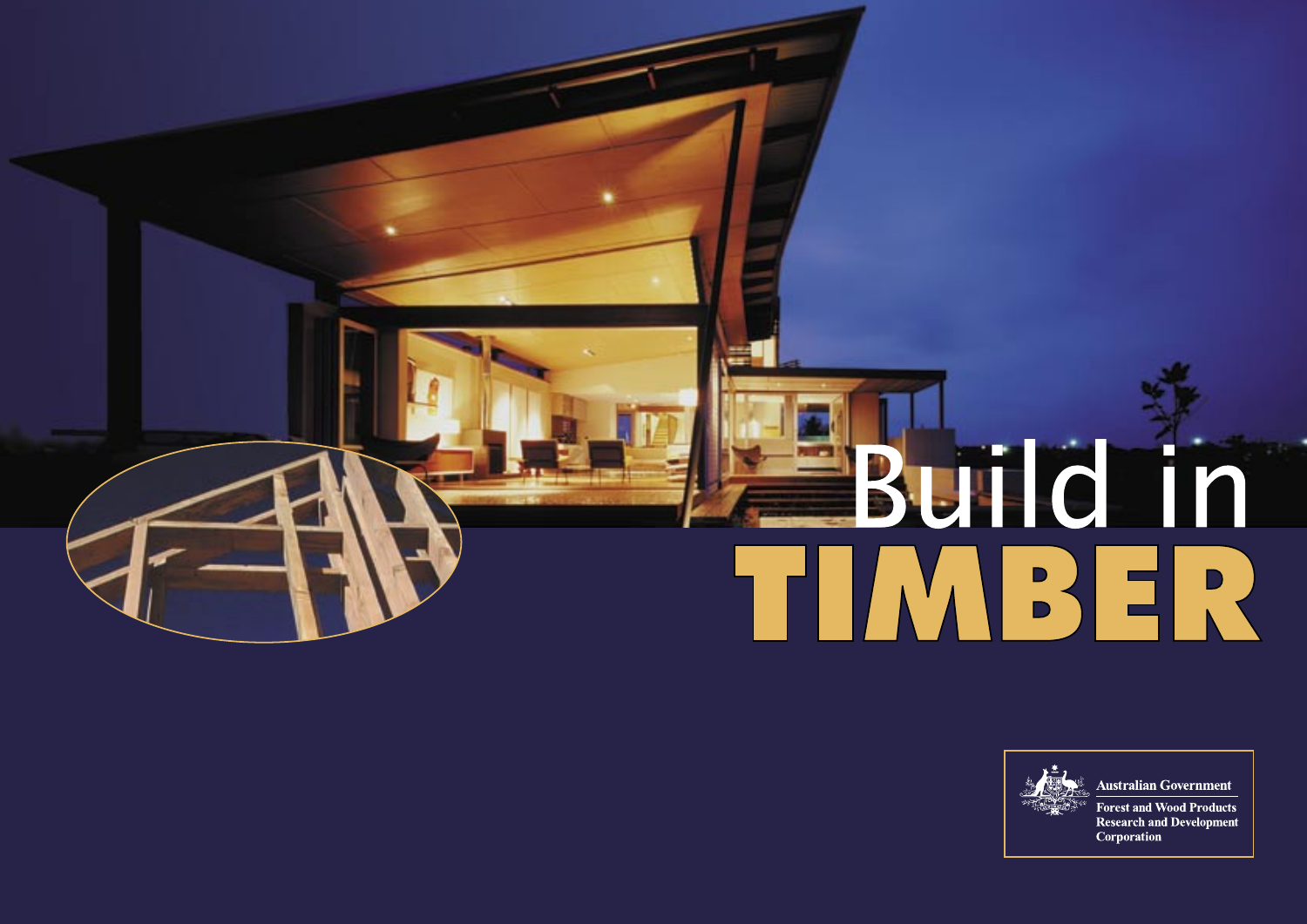# Build in TIMBER

Australian Government

Forest and Wood Products Research and Development Corporation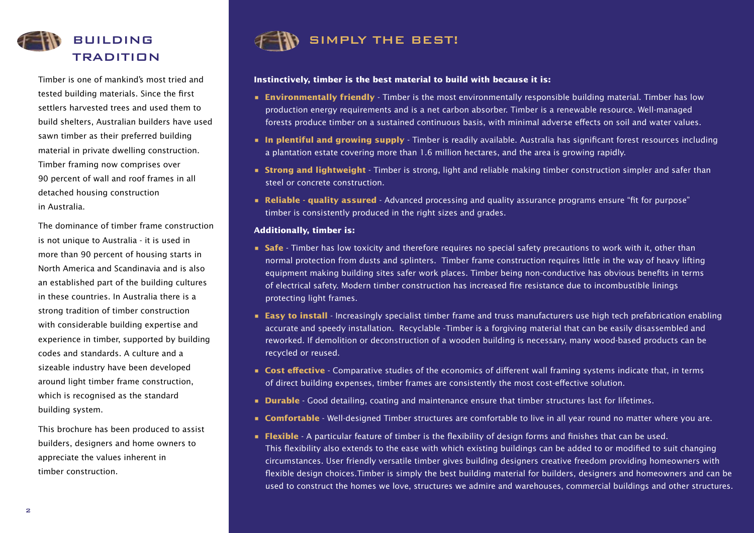## BUILDING TRADITION

Timber is one of mankind's most tried and tested building materials. Since the first settlers harvested trees and used them to build shelters, Australian builders have used sawn timber as their preferred building material in private dwelling construction. Timber framing now comprises over 90 percent of wall and roof frames in all detached housing construction in Australia.

The dominance of timber frame construction is not unique to Australia - it is used in more than 90 percent of housing starts in North America and Scandinavia and is also an established part of the building cultures in these countries. In Australia there is a strong tradition of timber construction with considerable building expertise and experience in timber, supported by building codes and standards. A culture and a sizeable industry have been developed around light timber frame construction, which is recognised as the standard building system.

This brochure has been produced to assist builders, designers and home owners to appreciate the values inherent in timber construction.

## SIMPLY THE BEST!

**Instinctively, timber is the best material to build with because it is:**

- **Environmentally friendly** - Timber is the most environmentally responsible building material. Timber has low production energy requirements and is a net carbon absorber. Timber is a renewable resource. Well-managed forests produce timber on a sustained continuous basis, with minimal adverse effects on soil and water values.
- **In plentiful and growing supply** - Timber is readily available. Australia has significant forest resources including a plantation estate covering more than 1.6 million hectares, and the area is growing rapidly.
- **Strong and lightweight** - Timber is strong, light and reliable making timber construction simpler and safer than steel or concrete construction.
- **Reliable - quality assured** - Advanced processing and quality assurance programs ensure "fit for purpose" timber is consistently produced in the right sizes and grades.

**Additionally, timber is:**

- **Safe** - Timber has low toxicity and therefore requires no special safety precautions to work with it, other than normal protection from dusts and splinters. Timber frame construction requires little in the way of heavy lifting equipment making building sites safer work places. Timber being non-conductive has obvious benefits in terms of electrical safety. Modern timber construction has increased fire resistance due to incombustible linings protecting light frames.
- **Easy to install** - Increasingly specialist timber frame and truss manufacturers use high tech prefabrication enabling accurate and speedy installation. Recyclable -Timber is a forgiving material that can be easily disassembled and reworked. If demolition or deconstruction of a wooden building is necessary, many wood-based products can be recycled or reused.
- **Cost effective** - Comparative studies of the economics of different wall framing systems indicate that, in terms of direct building expenses, timber frames are consistently the most cost-effective solution.
- **Durable** - Good detailing, coating and maintenance ensure that timber structures last for lifetimes.
- **Comfortable** - Well-designed Timber structures are comfortable to live in all year round no matter where you are.
- **Flexible** - A particular feature of timber is the flexibility of design forms and finishes that can be used. This flexibility also extends to the ease with which existing buildings can be added to or modified to suit changing circumstances. User friendly versatile timber gives building designers creative freedom providing homeowners with flexible design choices.Timber is simply the best building material for builders, designers and homeowners and can be used to construct the homes we love, structures we admire and warehouses, commercial buildings and other structures.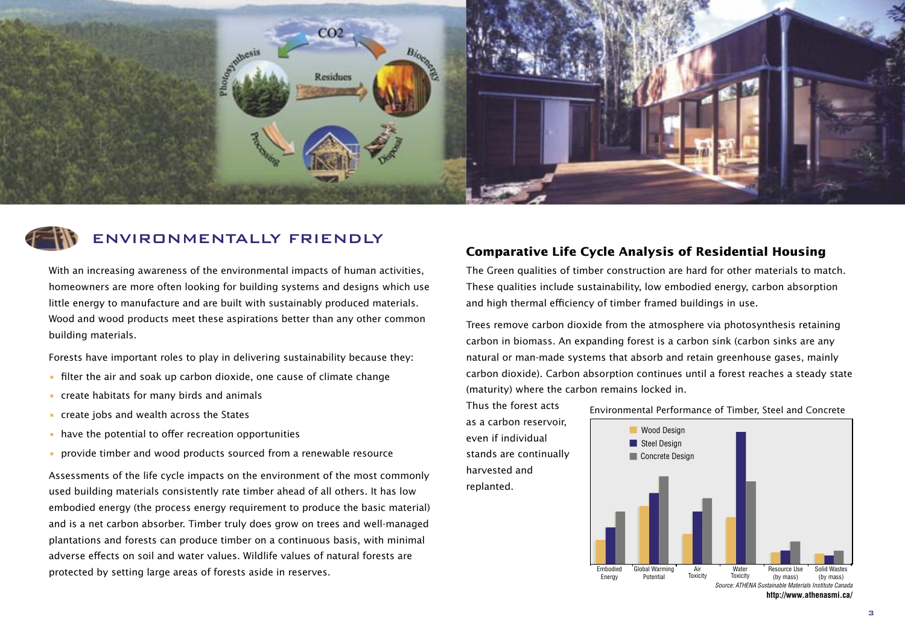## ENVIRONMENTALLY FRIENDLY

With an increasing awareness of the environmental impacts of human activities, homeowners are more often looking for building systems and designs which use little energy to manufacture and are built with sustainably produced materials. Wood and wood products meet these aspirations better than any other common building materials.

Forests have important roles to play in delivering sustainability because they:

- filter the air and soak up carbon dioxide, one cause of climate change
- create habitats for many birds and animals
- create jobs and wealth across the States
- have the potential to offer recreation opportunities
- provide timber and wood products sourced from a renewable resource

Assessments of the life cycle impacts on the environment of the most commonly used building materials consistently rate timber ahead of all others. It has low embodied energy (the process energy requirement to produce the basic material) and is a net carbon absorber. Timber truly does grow on trees and well-managed plantations and forests can produce timber on a continuous basis, with minimal adverse effects on soil and water values. Wildlife values of natural forests are protected by setting large areas of forests aside in reserves.

### Comparative Life Cycle Analysis of Residential Housing

The Green qualities of timber construction are hard for other materials to match. These qualities include sustainability, low embodied energy, carbon absorption and high thermal efficiency of timber framed buildings in use.

Trees remove carbon dioxide from the atmosphere via photosynthesis retaining carbon in biomass. An expanding forest is a carbon sink (carbon sinks are any natural or man-made systems that absorb and retain greenhouse gases, mainly carbon dioxide). Carbon absorption continues until a forest reaches a steady state (maturity) where the carbon remains locked in.

Thus the forest acts as a carbon reservoir, even if individual stands are continually harvested and replanted.

Environmental Performance of Timber, Steel and Concrete

*Source: ATHENA Sustainable Materials Institute Canada*
**http://www.athenasmi.ca/**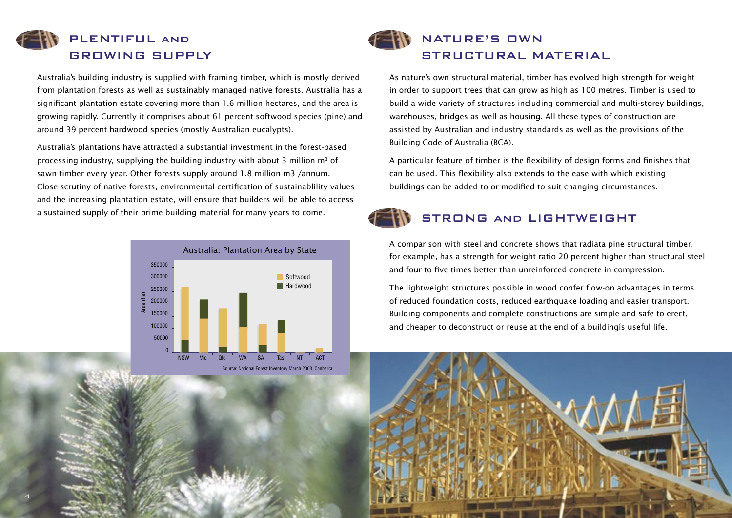## PLENTIFUL AND GROWING SUPPLY

Australia's building industry is supplied with framing timber, which is mostly derived from plantation forests as well as sustainably managed native forests. Australia has a significant plantation estate covering more than 1.6 million hectares, and the area is growing rapidly. Currently it comprises about 61 percent softwood species (pine) and around 39 percent hardwood species (mostly Australian eucalypts).

Australia's plantations have attracted a substantial investment in the forest-based processing industry, supplying the building industry with about 3 million $m^3$ of sawn timber every year. Other forests supply around 1.8 million m3 /annum. Close scrutiny of native forests, environmental certification of sustainablility values and the increasing plantation estate, will ensure that builders will be able to access a sustained supply of their prime building material for many years to come.

Australia: Plantation Area by State

Source: National Forest Inventory March 2003, Canberra

## NATURE'S OWN STRUCTURAL MATERIAL

As nature's own structural material, timber has evolved high strength for weight in order to support trees that can grow as high as 100 metres. Timber is used to build a wide variety of structures including commercial and multi-storey buildings, warehouses, bridges as well as housing. All these types of construction are assisted by Australian and industry standards as well as the provisions of the Building Code of Australia (BCA).

A particular feature of timber is the flexibility of design forms and finishes that can be used. This flexibility also extends to the ease with which existing buildings can be added to or modified to suit changing circumstances.

## STRONG AND LIGHTWEIGHT

A comparison with steel and concrete shows that radiata pine structural timber, for example, has a strength for weight ratio 20 percent higher than structural steel and four to five times better than unreinforced concrete in compression.

The lightweight structures possible in wood confer flow-on advantages in terms of reduced foundation costs, reduced earthquake loading and easier transport. Building components and complete constructions are simple and safe to erect, and cheaper to deconstruct or reuse at the end of a buildingís useful life.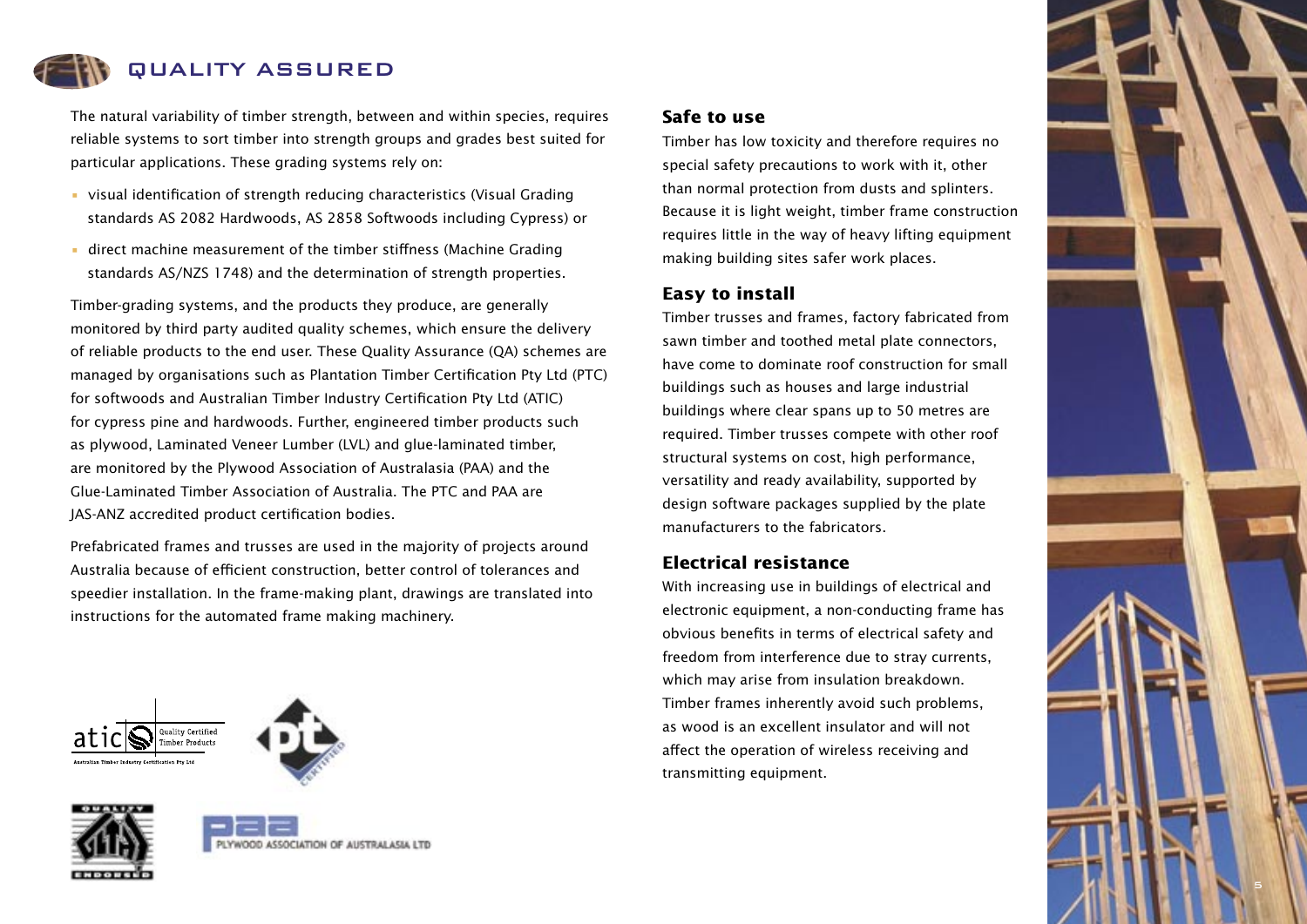# QUALITY ASSURED

The natural variability of timber strength, between and within species, requires reliable systems to sort timber into strength groups and grades best suited for particular applications. These grading systems rely on:

- visual identification of strength reducing characteristics (Visual Grading standards AS 2082 Hardwoods, AS 2858 Softwoods including Cypress) or
- direct machine measurement of the timber stiffness (Machine Grading standards AS/NZS 1748) and the determination of strength properties.

Timber-grading systems, and the products they produce, are generally monitored by third party audited quality schemes, which ensure the delivery of reliable products to the end user. These Quality Assurance (QA) schemes are managed by organisations such as Plantation Timber Certification Pty Ltd (PTC) for softwoods and Australian Timber Industry Certification Pty Ltd (ATIC) for cypress pine and hardwoods. Further, engineered timber products such as plywood, Laminated Veneer Lumber (LVL) and glue-laminated timber, are monitored by the Plywood Association of Australasia (PAA) and the Glue-Laminated Timber Association of Australia. The PTC and PAA are JAS-ANZ accredited product certification bodies.

Prefabricated frames and trusses are used in the majority of projects around Australia because of efficient construction, better control of tolerances and speedier installation. In the frame-making plant, drawings are translated into instructions for the automated frame making machinery.

atic Quality Certified Timber Products

Australian Timber Industry Certification Pty Ltd

PLYWOOD ASSOCIATION OF AUSTRALASIA LTD

## Safe to use

Timber has low toxicity and therefore requires no special safety precautions to work with it, other than normal protection from dusts and splinters. Because it is light weight, timber frame construction requires little in the way of heavy lifting equipment making building sites safer work places.

## Easy to install

Timber trusses and frames, factory fabricated from sawn timber and toothed metal plate connectors, have come to dominate roof construction for small buildings such as houses and large industrial buildings where clear spans up to 50 metres are required. Timber trusses compete with other roof structural systems on cost, high performance, versatility and ready availability, supported by design software packages supplied by the plate manufacturers to the fabricators.

## Electrical resistance

With increasing use in buildings of electrical and electronic equipment, a non-conducting frame has obvious benefits in terms of electrical safety and freedom from interference due to stray currents, which may arise from insulation breakdown. Timber frames inherently avoid such problems, as wood is an excellent insulator and will not affect the operation of wireless receiving and transmitting equipment.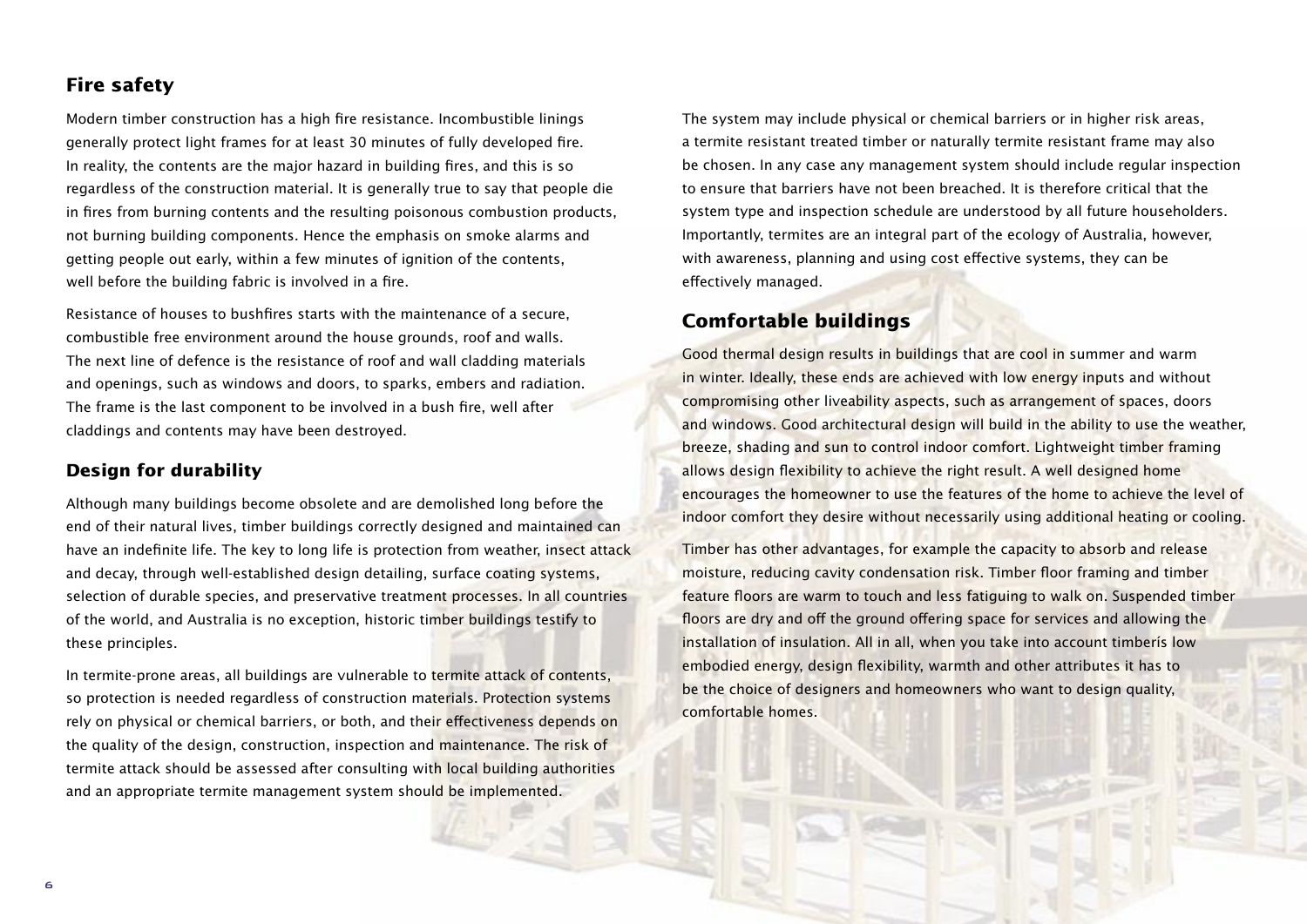## Fire safety

Modern timber construction has a high fire resistance. Incombustible linings generally protect light frames for at least 30 minutes of fully developed fire. In reality, the contents are the major hazard in building fires, and this is so regardless of the construction material. It is generally true to say that people die in fires from burning contents and the resulting poisonous combustion products, not burning building components. Hence the emphasis on smoke alarms and getting people out early, within a few minutes of ignition of the contents, well before the building fabric is involved in a fire.

Resistance of houses to bushfires starts with the maintenance of a secure, combustible free environment around the house grounds, roof and walls. The next line of defence is the resistance of roof and wall cladding materials and openings, such as windows and doors, to sparks, embers and radiation. The frame is the last component to be involved in a bush fire, well after claddings and contents may have been destroyed.

## Design for durability

Although many buildings become obsolete and are demolished long before the end of their natural lives, timber buildings correctly designed and maintained can have an indefinite life. The key to long life is protection from weather, insect attack and decay, through well-established design detailing, surface coating systems, selection of durable species, and preservative treatment processes. In all countries of the world, and Australia is no exception, historic timber buildings testify to these principles.

In termite-prone areas, all buildings are vulnerable to termite attack of contents, so protection is needed regardless of construction materials. Protection systems rely on physical or chemical barriers, or both, and their effectiveness depends on the quality of the design, construction, inspection and maintenance. The risk of termite attack should be assessed after consulting with local building authorities and an appropriate termite management system should be implemented.

The system may include physical or chemical barriers or in higher risk areas, a termite resistant treated timber or naturally termite resistant frame may also be chosen. In any case any management system should include regular inspection to ensure that barriers have not been breached. It is therefore critical that the system type and inspection schedule are understood by all future householders. Importantly, termites are an integral part of the ecology of Australia, however, with awareness, planning and using cost effective systems, they can be effectively managed.

## Comfortable buildings

Good thermal design results in buildings that are cool in summer and warm in winter. Ideally, these ends are achieved with low energy inputs and without compromising other liveability aspects, such as arrangement of spaces, doors and windows. Good architectural design will build in the ability to use the weather, breeze, shading and sun to control indoor comfort. Lightweight timber framing allows design flexibility to achieve the right result. A well designed home encourages the homeowner to use the features of the home to achieve the level of indoor comfort they desire without necessarily using additional heating or cooling.

Timber has other advantages, for example the capacity to absorb and release moisture, reducing cavity condensation risk. Timber floor framing and timber feature floors are warm to touch and less fatiguing to walk on. Suspended timber floors are dry and off the ground offering space for services and allowing the installation of insulation. All in all, when you take into account timberís low embodied energy, design flexibility, warmth and other attributes it has to be the choice of designers and homeowners who want to design quality, comfortable homes.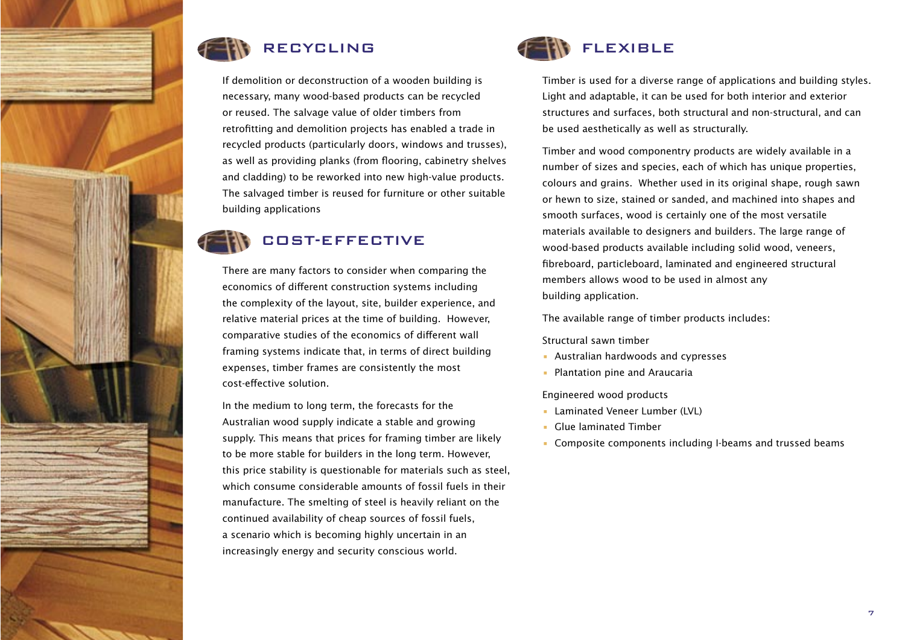## RECYCLING

If demolition or deconstruction of a wooden building is necessary, many wood-based products can be recycled or reused. The salvage value of older timbers from retrofitting and demolition projects has enabled a trade in recycled products (particularly doors, windows and trusses), as well as providing planks (from flooring, cabinetry shelves and cladding) to be reworked into new high-value products. The salvaged timber is reused for furniture or other suitable building applications

## COST-EFFECTIVE

There are many factors to consider when comparing the economics of different construction systems including the complexity of the layout, site, builder experience, and relative material prices at the time of building. However, comparative studies of the economics of different wall framing systems indicate that, in terms of direct building expenses, timber frames are consistently the most cost-effective solution.

In the medium to long term, the forecasts for the Australian wood supply indicate a stable and growing supply. This means that prices for framing timber are likely to be more stable for builders in the long term. However, this price stability is questionable for materials such as steel, which consume considerable amounts of fossil fuels in their manufacture. The smelting of steel is heavily reliant on the continued availability of cheap sources of fossil fuels, a scenario which is becoming highly uncertain in an increasingly energy and security conscious world.

## FLEXIBLE

Timber is used for a diverse range of applications and building styles. Light and adaptable, it can be used for both interior and exterior structures and surfaces, both structural and non-structural, and can be used aesthetically as well as structurally.

Timber and wood componentry products are widely available in a number of sizes and species, each of which has unique properties, colours and grains. Whether used in its original shape, rough sawn or hewn to size, stained or sanded, and machined into shapes and smooth surfaces, wood is certainly one of the most versatile materials available to designers and builders. The large range of wood-based products available including solid wood, veneers, fibreboard, particleboard, laminated and engineered structural members allows wood to be used in almost any building application.

The available range of timber products includes:

Structural sawn timber

- Australian hardwoods and cypresses
- Plantation pine and Araucaria

Engineered wood products

- Laminated Veneer Lumber (LVL)
- Glue laminated Timber
- Composite components including I-beams and trussed beams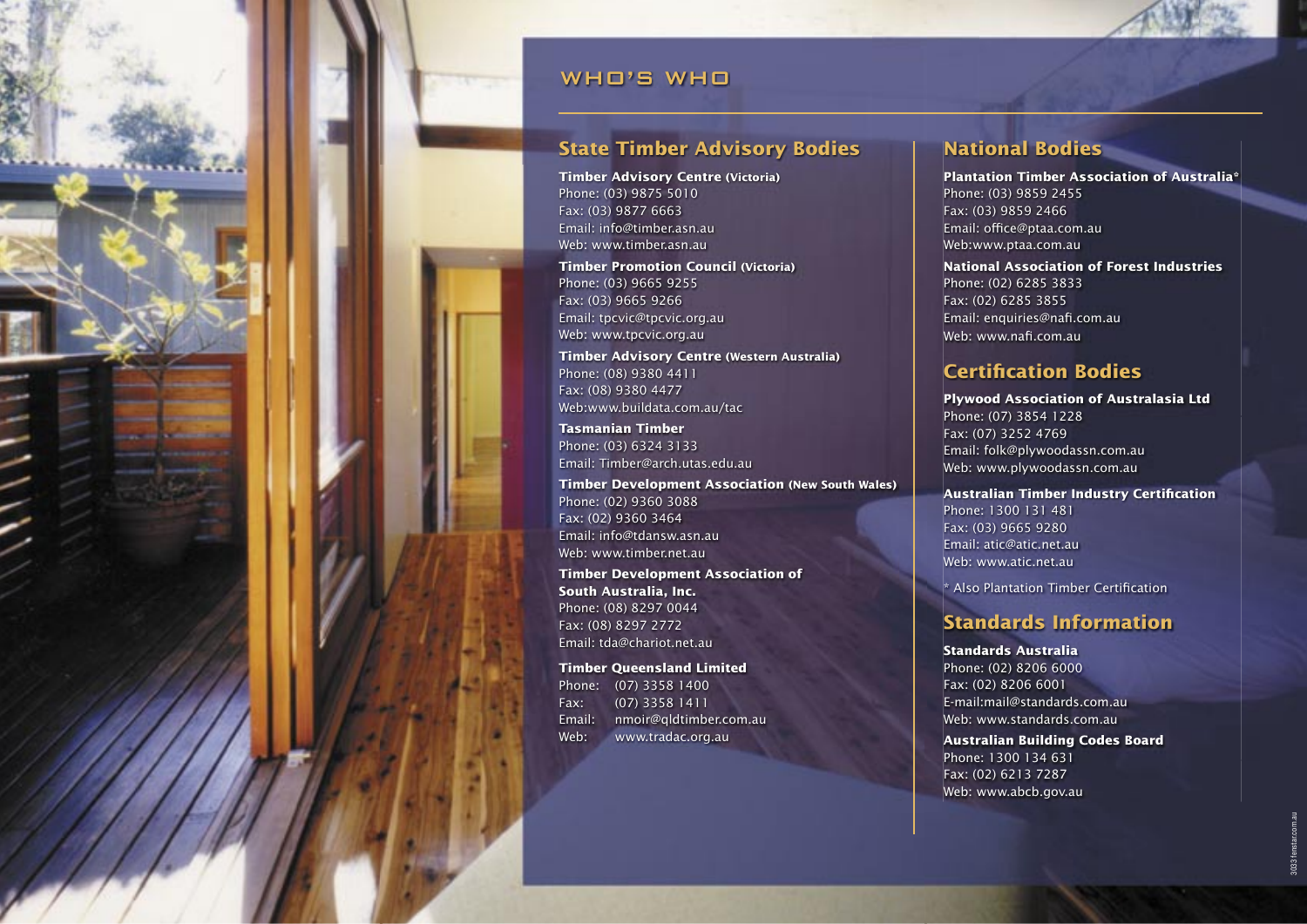# WHO'S WHO

## State Timber Advisory Bodies

**Timber Advisory Centre (Victoria)**
Phone: (03) 9875 5010
Fax: (03) 9877 6663
Email: info@timber.asn.au
Web: www.timber.asn.au

**Timber Promotion Council (Victoria)**
Phone: (03) 9665 9255
Fax: (03) 9665 9266
Email: tpcvic@tpcvic.org.au
Web: www.tpcvic.org.au

**Timber Advisory Centre (Western Australia)**
Phone: (08) 9380 4411
Fax: (08) 9380 4477
Web:www.buildata.com.au/tac

**Tasmanian Timber**
Phone: (03) 6324 3133
Email: Timber@arch.utas.edu.au

**Timber Development Association (New South Wales)**
Phone: (02) 9360 3088
Fax: (02) 9360 3464
Email: info@tdansw.asn.au
Web: www.timber.net.au

**Timber Development Association of South Australia, Inc.**
Phone: (08) 8297 0044
Fax: (08) 8297 2772
Email: tda@chariot.net.au

**Timber Queensland Limited**
Phone: (07) 3358 1400
Fax: (07) 3358 1411
Email: nmoir@qldtimber.com.au
Web: www.tradac.org.au

## National Bodies

**Plantation Timber Association of Australia***
Phone: (03) 9859 2455
Fax: (03) 9859 2466
Email: office@ptaa.com.au
Web:www.ptaa.com.au

**National Association of Forest Industries**
Phone: (02) 6285 3833
Fax: (02) 6285 3855
Email: enquiries@nafi.com.au
Web: www.nafi.com.au

## Certification Bodies

**Plywood Association of Australasia Ltd**
Phone: (07) 3854 1228
Fax: (07) 3252 4769
Email: folk@plywoodassn.com.au
Web: www.plywoodassn.com.au

**Australian Timber Industry Certification**
Phone: 1300 131 481
Fax: (03) 9665 9280
Email: atic@atic.net.au
Web: www.atic.net.au

* Also Plantation Timber Certification

## Standards Information

**Standards Australia**
Phone: (02) 8206 6000
Fax: (02) 8206 6001
E-mail:mail@standards.com.au
Web: www.standards.com.au

**Australian Building Codes Board**
Phone: 1300 134 631
Fax: (02) 6213 7287
Web: www.abcb.gov.au